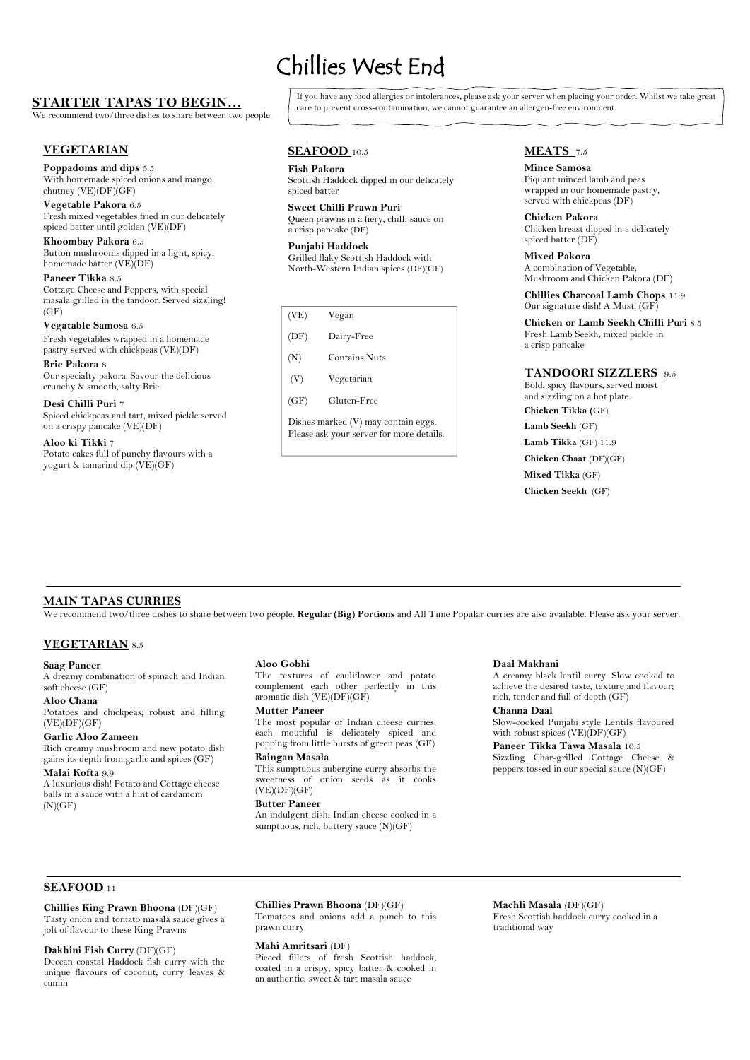# Chillies West End

If you have any food allergies or intolerances, please ask your server when placing your order. Whilst we take great care to prevent cross-contamination, we cannot guarantee an allergen-free environment.

## STARTER TAPAS TO BEGIN…

We recommend two/three dishes to share between two people.

### VEGETARIAN

**Poppadoms and dips** 5.5
With homemade spiced onions and mango chutney (VE)(DF)(GF)

**Vegetable Pakora** 6.5
Fresh mixed vegetables fried in our delicately spiced batter until golden (VE)(DF)

**Khoombay Pakora** 6.5
Button mushrooms dipped in a light, spicy, homemade batter (VE)(DF)

**Paneer Tikka** 8.5
Cottage Cheese and Peppers, with special masala grilled in the tandoor. Served sizzling! (GF)

**Vegatable Samosa** 6.5
Fresh vegetables wrapped in a homemade pastry served with chickpeas (VE)(DF)

**Brie Pakora** 8
Our specialty pakora. Savour the delicious crunchy & smooth, salty Brie

**Desi Chilli Puri** 7
Spiced chickpeas and tart, mixed pickle served on a crispy pancake (VE)(DF)

**Aloo ki Tikki** 7
Potato cakes full of punchy flavours with a yogurt & tamarind dip (VE)(GF)

### SEAFOOD 10.5

**Fish Pakora**
Scottish Haddock dipped in our delicately spiced batter

**Sweet Chilli Prawn Puri**
Queen prawns in a fiery, chilli sauce on a crisp pancake (DF)

**Punjabi Haddock**
Grilled flaky Scottish Haddock with North-Western Indian spices (DF)(GF)

| | |
|---|---|
| (VE) | Vegan |
| (DF) | Dairy-Free |
| (N) | Contains Nuts |
| (V) | Vegetarian |
| (GF) | Gluten-Free |

Dishes marked (V) may contain eggs. Please ask your server for more details.

### MEATS 7.5

**Mince Samosa**
Piquant minced lamb and peas wrapped in our homemade pastry, served with chickpeas (DF)

**Chicken Pakora**
Chicken breast dipped in a delicately spiced batter (DF)

**Mixed Pakora**
A combination of Vegetable, Mushroom and Chicken Pakora (DF)

**Chillies Charcoal Lamb Chops** 11.9
Our signature dish! A Must! (GF)

**Chicken or Lamb Seekh Chilli Puri** 8.5
Fresh Lamb Seekh, mixed pickle in a crisp pancake

### TANDOORI SIZZLERS 9.5

Bold, spicy flavours, served moist and sizzling on a hot plate.

**Chicken Tikka** (GF)

**Lamb Seekh** (GF)

**Lamb Tikka** (GF) 11.9

**Chicken Chaat** (DF)(GF)

**Mixed Tikka** (GF)

**Chicken Seekh** (GF)

## MAIN TAPAS CURRIES

We recommend two/three dishes to share between two people. **Regular (Big) Portions** and All Time Popular curries are also available. Please ask your server.

### VEGETARIAN 8.5

**Saag Paneer**
A dreamy combination of spinach and Indian soft cheese (GF)

**Aloo Chana**
Potatoes and chickpeas; robust and filling (VE)(DF)(GF)

**Garlic Aloo Zameen**
Rich creamy mushroom and new potato dish gains its depth from garlic and spices (GF)

**Malai Kofta** 9.9
A luxurious dish! Potato and Cottage cheese balls in a sauce with a hint of cardamom (N)(GF)

**Aloo Gobhi**
The textures of cauliflower and potato complement each other perfectly in this aromatic dish (VE)(DF)(GF)

**Mutter Paneer**
The most popular of Indian cheese curries; each mouthful is delicately spiced and popping from little bursts of green peas (GF)

**Baingan Masala**
This sumptuous aubergine curry absorbs the sweetness of onion seeds as it cooks (VE)(DF)(GF)

**Butter Paneer**
An indulgent dish; Indian cheese cooked in a sumptuous, rich, buttery sauce (N)(GF)

**Daal Makhani**
A creamy black lentil curry. Slow cooked to achieve the desired taste, texture and flavour; rich, tender and full of depth (GF)

**Channa Daal**
Slow-cooked Punjabi style Lentils flavoured with robust spices (VE)(DF)(GF)

**Paneer Tikka Tawa Masala** 10.5
Sizzling Char-grilled Cottage Cheese & peppers tossed in our special sauce (N)(GF)

### SEAFOOD 11

**Chillies King Prawn Bhoona** (DF)(GF)
Tasty onion and tomato masala sauce gives a jolt of flavour to these King Prawns

**Dakhini Fish Curry** (DF)(GF)
Deccan coastal Haddock fish curry with the unique flavours of coconut, curry leaves & cumin

**Chillies Prawn Bhoona** (DF)(GF)
Tomatoes and onions add a punch to this prawn curry

**Mahi Amritsari** (DF)
Pieced fillets of fresh Scottish haddock, coated in a crispy, spicy batter & cooked in an authentic, sweet & tart masala sauce

**Machli Masala** (DF)(GF)
Fresh Scottish haddock curry cooked in a traditional way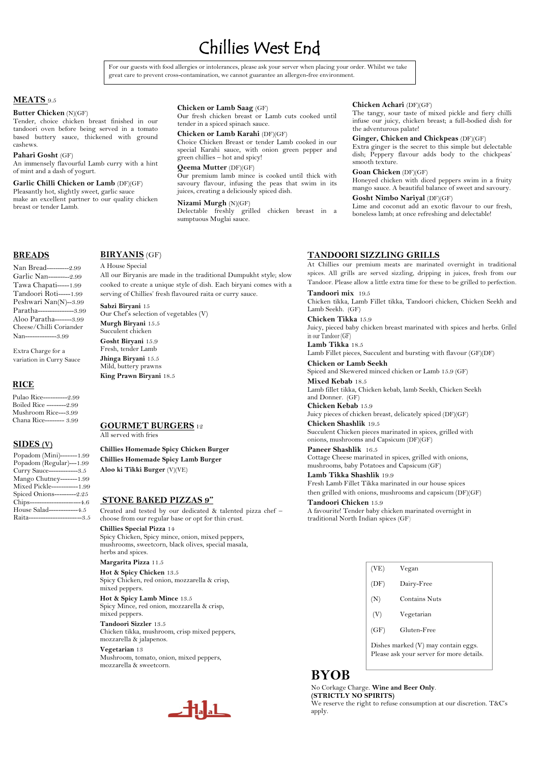# Chillies West End

For our guests with food allergies or intolerances, please ask your server when placing your order. Whilst we take great care to prevent cross-contamination, we cannot guarantee an allergen-free environment.

## MEATS 9.5

**Butter Chicken** (N)(GF)
Tender, choice chicken breast finished in our tandoori oven before being served in a tomato based buttery sauce, thickened with ground cashews.

**Pahari Gosht** (GF)
An immensely flavourful Lamb curry with a hint of mint and a dash of yogurt.

**Garlic Chilli Chicken or Lamb** (DF)(GF)
Pleasantly hot, slightly sweet, garlic sauce make an excellent partner to our quality chicken breast or tender Lamb.

**Chicken or Lamb Saag** (GF)
Our fresh chicken breast or Lamb cuts cooked until tender in a spiced spinach sauce.

**Chicken or Lamb Karahi** (DF)(GF)
Choice Chicken Breast or tender Lamb cooked in our special Karahi sauce, with onion green pepper and green chillies – hot and spicy!

**Qeema Mutter** (DF)(GF)
Our premium lamb mince is cooked until thick with savoury flavour, infusing the peas that swim in its juices, creating a deliciously spiced dish.

**Nizami Murgh** (N)(GF)
Delectable freshly grilled chicken breast in a sumptuous Muglai sauce.

**Chicken Achari** (DF)(GF)
The tangy, sour taste of mixed pickle and fiery chilli infuse our juicy, chicken breast; a full-bodied dish for the adventurous palate!

**Ginger, Chicken and Chickpeas** (DF)(GF)
Extra ginger is the secret to this simple but delectable dish; Peppery flavour adds body to the chickpeas' smooth texture.

**Goan Chicken** (DF)(GF)
Honeyed chicken with diced peppers swim in a fruity mango sauce. A beautiful balance of sweet and savoury.

**Gosht Nimbo Nariyal** (DF)(GF)
Lime and coconut add an exotic flavour to our fresh, boneless lamb; at once refreshing and delectable!

## BREADS

Nan Bread----------2.99
Garlic Nan----------2.99
Tawa Chapati------1.99
Tandoori Roti------1.99
Peshwari Nan(N)--3.99
Paratha----------------3.99
Aloo Paratha--------3.99
Cheese/Chilli Coriander Nan--------------3.99

Extra Charge for a variation in Curry Sauce

## RICE

Pulao Rice------------2.99
Boiled Rice ---------2.99
Mushroom Rice---3.99
Chana Rice--------- 3.99

## SIDES (V)

Popadom (Mini)--------1.99
Popadom (Regular)---1.99
Curry Sauce-------------3.5
Mango Chutney--------1.99
Mixed Pickle------------1.99
Spiced Onions----------2.25
Chips------------------------4.6
House Salad--------------4.5
Raita-------------------------3.5

## BIRYANIS (GF)

A House Special

All our Biryanis are made in the traditional Dumpukht style; slow cooked to create a unique style of dish. Each biryani comes with a serving of Chillies' fresh flavoured raita or curry sauce.

**Sabzi Biryani** 15
Our Chef's selection of vegetables (V)

**Murgh Biryani** 15.5
Succulent chicken

**Gosht Biryani** 15.9
Fresh, tender Lamb

**Jhinga Biryani** 15.5
Mild, buttery prawns

**King Prawn Biryani** 18.5

## GOURMET BURGERS 12

All served with fries

**Chillies Homemade Spicy Chicken Burger**

**Chillies Homemade Spicy Lamb Burger**

**Aloo ki Tikki Burger** (V)(VE)

## STONE BAKED PIZZAS 9"

Created and tested by our dedicated & talented pizza chef – choose from our regular base or opt for thin crust.

**Chillies Special Pizza** 14
Spicy Chicken, Spicy mince, onion, mixed peppers, mushrooms, sweetcorn, black olives, special masala, herbs and spices.

**Margarita Pizza** 11.5

**Hot & Spicy Chicken** 13.5
Spicy Chicken, red onion, mozzarella & crisp, mixed peppers.

**Hot & Spicy Lamb Mince** 13.5
Spicy Mince, red onion, mozzarella & crisp, mixed peppers.

**Tandoori Sizzler** 13.5
Chicken tikka, mushroom, crisp mixed peppers, mozzarella & jalapenos.

**Vegetarian** 13
Mushroom, tomato, onion, mixed peppers, mozzarella & sweetcorn.

Halal

## TANDOORI SIZZLING GRILLS

At Chillies our premium meats are marinated overnight in traditional spices. All grills are served sizzling, dripping in juices, fresh from our Tandoor. Please allow a little extra time for these to be grilled to perfection.

**Tandoori mix** 19.5
Chicken tikka, Lamb Fillet tikka, Tandoori chicken, Chicken Seekh and Lamb Seekh. (GF)

**Chicken Tikka** 15.9
Juicy, pieced baby chicken breast marinated with spices and herbs. Grilled in our Tandoor (GF)

**Lamb Tikka** 18.5
Lamb Fillet pieces, Succulent and bursting with flavour (GF)(DF)

**Chicken or Lamb Seekh**
Spiced and Skewered minced chicken or Lamb 15.9 (GF)

**Mixed Kebab** 18.5
Lamb fillet tikka, Chicken kebab, lamb Seekh, Chicken Seekh and Donner. (GF)

**Chicken Kebab** 15.9
Juicy pieces of chicken breast, delicately spiced (DF)(GF)

**Chicken Shashlik** 19.5
Succulent Chicken pieces marinated in spices, grilled with onions, mushrooms and Capsicum (DF)(GF)

**Paneer Shashlik** 16.5
Cottage Cheese marinated in spices, grilled with onions, mushrooms, baby Potatoes and Capsicum (GF)

**Lamb Tikka Shashlik** 19.9
Fresh Lamb Fillet Tikka marinated in our house spices then grilled with onions, mushrooms and capsicum (DF)(GF)

**Tandoori Chicken** 15.9
A favourite! Tender baby chicken marinated overnight in traditional North Indian spices (GF)

| | |
|---|---|
| (VE) | Vegan |
| (DF) | Dairy-Free |
| (N) | Contains Nuts |
| (V) | Vegetarian |
| (GF) | Gluten-Free |

Dishes marked (V) may contain eggs. Please ask your server for more details.

# BYOB

No Corkage Charge. **Wine and Beer Only**.
**(STRICTLY NO SPIRITS)**
We reserve the right to refuse consumption at our discretion. T&C's apply.